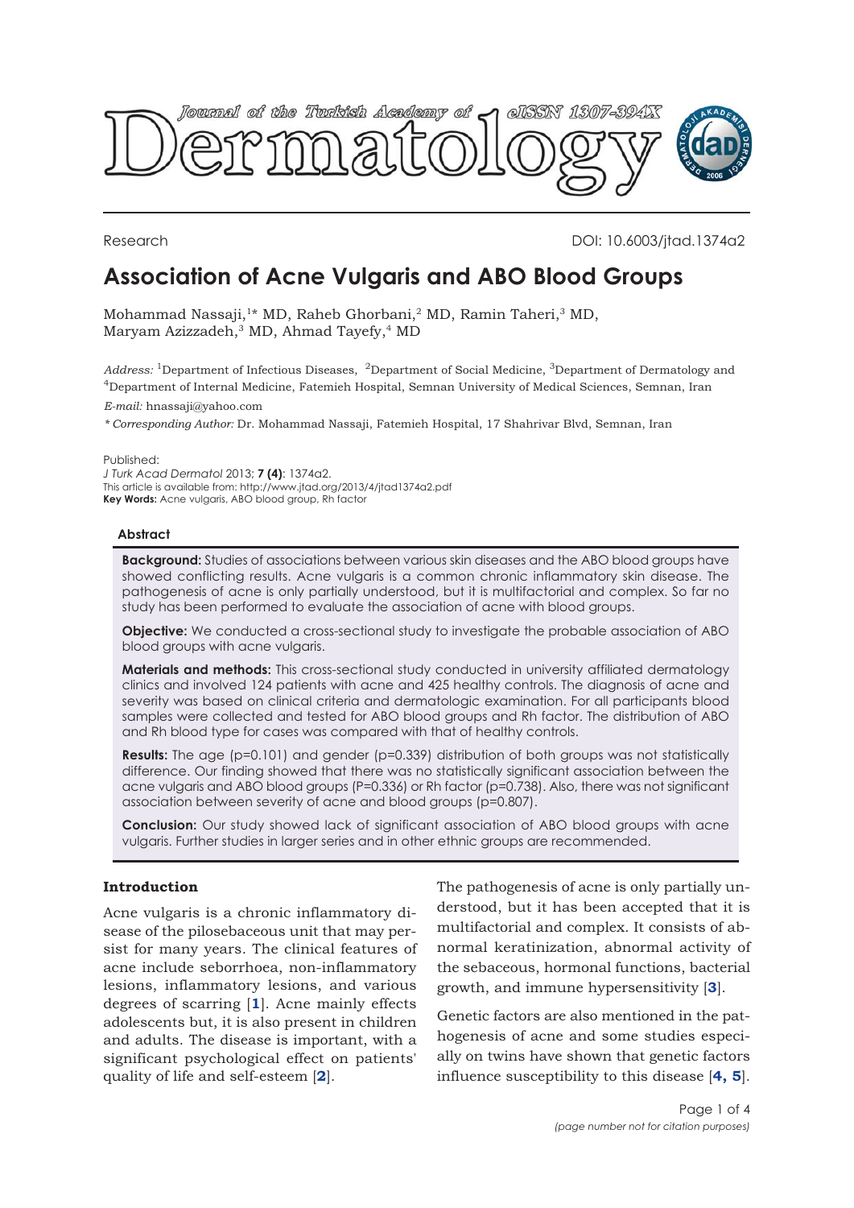Research

DOI: 10.6003/jtad.1374a2

# Association of Acne Vulgaris and ABO Blood Groups

Mohammad Nassaji,[1]* MD, Raheb Ghorbani,[2] MD, Ramin Taheri,[3] MD, Maryam Azizzadeh,[3] MD, Ahmad Tayefy,[4] MD

*Address:* [1]Department of Infectious Diseases, [2]Department of Social Medicine, [3]Department of Dermatology and [4]Department of Internal Medicine, Fatemieh Hospital, Semnan University of Medical Sciences, Semnan, Iran

*E-mail:* hnassaji@yahoo.com

*\* Corresponding Author:* Dr. Mohammad Nassaji, Fatemieh Hospital, 17 Shahrivar Blvd, Semnan, Iran

Published:
*J Turk Acad Dermatol* 2013; **7 (4)**: 1374a2.
This article is available from: http://www.jtad.org/2013/4/jtad1374a2.pdf
**Key Words:** Acne vulgaris, ABO blood group, Rh factor

### Abstract

**Background:** Studies of associations between various skin diseases and the ABO blood groups have showed conflicting results. Acne vulgaris is a common chronic inflammatory skin disease. The pathogenesis of acne is only partially understood, but it is multifactorial and complex. So far no study has been performed to evaluate the association of acne with blood groups.

**Objective:** We conducted a cross-sectional study to investigate the probable association of ABO blood groups with acne vulgaris.

**Materials and methods:** This cross-sectional study conducted in university affiliated dermatology clinics and involved 124 patients with acne and 425 healthy controls. The diagnosis of acne and severity was based on clinical criteria and dermatologic examination. For all participants blood samples were collected and tested for ABO blood groups and Rh factor. The distribution of ABO and Rh blood type for cases was compared with that of healthy controls.

**Results:** The age (p=0.101) and gender (p=0.339) distribution of both groups was not statistically difference. Our finding showed that there was no statistically significant association between the acne vulgaris and ABO blood groups (P=0.336) or Rh factor (p=0.738). Also, there was not significant association between severity of acne and blood groups (p=0.807).

**Conclusion:** Our study showed lack of significant association of ABO blood groups with acne vulgaris. Further studies in larger series and in other ethnic groups are recommended.

## Introduction

Acne vulgaris is a chronic inflammatory disease of the pilosebaceous unit that may persist for many years. The clinical features of acne include seborrhoea, non-inflammatory lesions, inflammatory lesions, and various degrees of scarring [1]. Acne mainly effects adolescents but, it is also present in children and adults. The disease is important, with a significant psychological effect on patients' quality of life and self-esteem [2].

The pathogenesis of acne is only partially understood, but it has been accepted that it is multifactorial and complex. It consists of abnormal keratinization, abnormal activity of the sebaceous, hormonal functions, bacterial growth, and immune hypersensitivity [3].

Genetic factors are also mentioned in the pathogenesis of acne and some studies especially on twins have shown that genetic factors influence susceptibility to this disease [4, 5].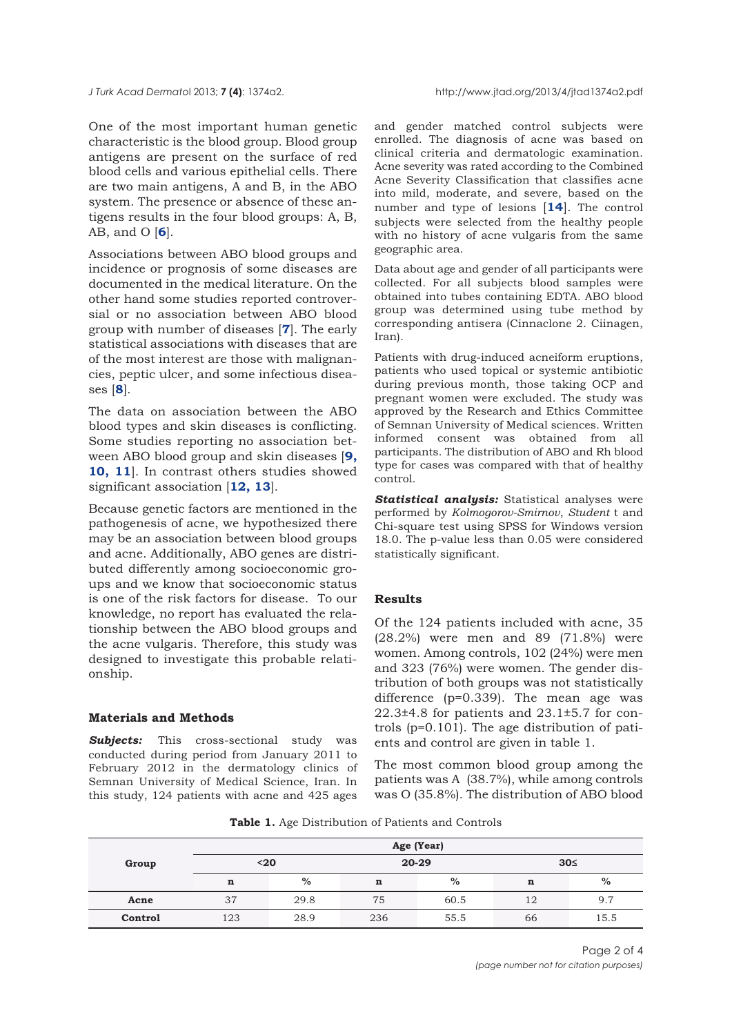One of the most important human genetic characteristic is the blood group. Blood group antigens are present on the surface of red blood cells and various epithelial cells. There are two main antigens, A and B, in the ABO system. The presence or absence of these antigens results in the four blood groups: A, B, AB, and O [**6**].

Associations between ABO blood groups and incidence or prognosis of some diseases are documented in the medical literature. On the other hand some studies reported controversial or no association between ABO blood group with number of diseases [**7**]. The early statistical associations with diseases that are of the most interest are those with malignancies, peptic ulcer, and some infectious diseases [**8**].

The data on association between the ABO blood types and skin diseases is conflicting. Some studies reporting no association between ABO blood group and skin diseases [**9, 10, 11**]. In contrast others studies showed significant association [**12, 13**].

Because genetic factors are mentioned in the pathogenesis of acne, we hypothesized there may be an association between blood groups and acne. Additionally, ABO genes are distributed differently among socioeconomic groups and we know that socioeconomic status is one of the risk factors for disease. To our knowledge, no report has evaluated the relationship between the ABO blood groups and the acne vulgaris. Therefore, this study was designed to investigate this probable relationship.

## Materials and Methods

***Subjects:*** This cross-sectional study was conducted during period from January 2011 to February 2012 in the dermatology clinics of Semnan University of Medical Science, Iran. In this study, 124 patients with acne and 425 ages and gender matched control subjects were enrolled. The diagnosis of acne was based on clinical criteria and dermatologic examination. Acne severity was rated according to the Combined Acne Severity Classification that classifies acne into mild, moderate, and severe, based on the number and type of lesions [**14**]. The control subjects were selected from the healthy people with no history of acne vulgaris from the same geographic area.

Data about age and gender of all participants were collected. For all subjects blood samples were obtained into tubes containing EDTA. ABO blood group was determined using tube method by corresponding antisera (Cinnaclone 2. Ciinagen, Iran).

Patients with drug-induced acneiform eruptions, patients who used topical or systemic antibiotic during previous month, those taking OCP and pregnant women were excluded. The study was approved by the Research and Ethics Committee of Semnan University of Medical sciences. Written informed consent was obtained from all participants. The distribution of ABO and Rh blood type for cases was compared with that of healthy control.

***Statistical analysis:*** Statistical analyses were performed by *Kolmogorov-Smirnov*, *Student* t and Chi-square test using SPSS for Windows version 18.0. The p-value less than 0.05 were considered statistically significant.

## Results

Of the 124 patients included with acne, 35 (28.2%) were men and 89 (71.8%) were women. Among controls, 102 (24%) were men and 323 (76%) were women. The gender distribution of both groups was not statistically difference (p=0.339). The mean age was 22.3±4.8 for patients and 23.1±5.7 for controls (p=0.101). The age distribution of patients and control are given in table 1.

The most common blood group among the patients was A (38.7%), while among controls was O (35.8%). The distribution of ABO blood

**Table 1.** Age Distribution of Patients and Controls

| Group | Age (Year) | | | | | |
|---|---|---|---|---|---|---|
| | <20 | | 20-29 | | 30≤ | |
| | n | % | n | % | n | % |
| **Acne** | 37 | 29.8 | 75 | 60.5 | 12 | 9.7 |
| **Control** | 123 | 28.9 | 236 | 55.5 | 66 | 15.5 |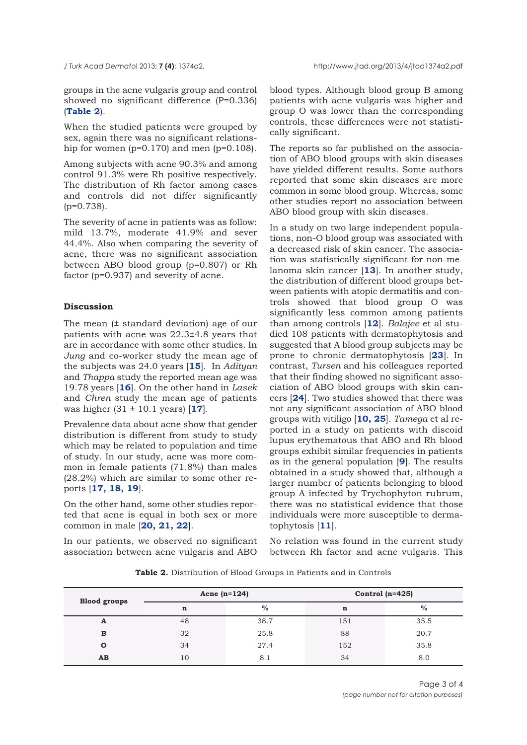groups in the acne vulgaris group and control showed no significant difference (P=0.336) (**Table 2**).

When the studied patients were grouped by sex, again there was no significant relationship for women (p=0.170) and men (p=0.108).

Among subjects with acne 90.3% and among control 91.3% were Rh positive respectively. The distribution of Rh factor among cases and controls did not differ significantly (p=0.738).

The severity of acne in patients was as follow: mild 13.7%, moderate 41.9% and sever 44.4%. Also when comparing the severity of acne, there was no significant association between ABO blood group (p=0.807) or Rh factor (p=0.937) and severity of acne.

## Discussion

The mean (± standard deviation) age of our patients with acne was 22.3±4.8 years that are in accordance with some other studies. In *Jung* and co-worker study the mean age of the subjects was 24.0 years [**15**]. In *Adityan* and *Thappa* study the reported mean age was 19.78 years [**16**]. On the other hand in *Lasek* and *Chren* study the mean age of patients was higher (31 ± 10.1 years) [**17**].

Prevalence data about acne show that gender distribution is different from study to study which may be related to population and time of study. In our study, acne was more common in female patients (71.8%) than males (28.2%) which are similar to some other reports [**17, 18, 19**].

On the other hand, some other studies reported that acne is equal in both sex or more common in male [**20, 21, 22**].

In our patients, we observed no significant association between acne vulgaris and ABO blood types. Although blood group B among patients with acne vulgaris was higher and group O was lower than the corresponding controls, these differences were not statistically significant.

The reports so far published on the association of ABO blood groups with skin diseases have yielded different results. Some authors reported that some skin diseases are more common in some blood group. Whereas, some other studies report no association between ABO blood group with skin diseases.

In a study on two large independent populations, non-O blood group was associated with a decreased risk of skin cancer. The association was statistically significant for non-melanoma skin cancer [**13**]. In another study, the distribution of different blood groups between patients with atopic dermatitis and controls showed that blood group O was significantly less common among patients than among controls [**12**]. *Balajee* et al studied 108 patients with dermatophytosis and suggested that A blood group subjects may be prone to chronic dermatophytosis [**23**]. In contrast, *Tursen* and his colleagues reported that their finding showed no significant association of ABO blood groups with skin cancers [**24**]. Two studies showed that there was not any significant association of ABO blood groups with vitiligo [**10, 25**]. *Tamega* et al reported in a study on patients with discoid lupus erythematous that ABO and Rh blood groups exhibit similar frequencies in patients as in the general population [**9**]. The results obtained in a study showed that, although a larger number of patients belonging to blood group A infected by Trychophyton rubrum, there was no statistical evidence that those individuals were more susceptible to dermatophytosis [**11**].

No relation was found in the current study between Rh factor and acne vulgaris. This

**Table 2.** Distribution of Blood Groups in Patients and in Controls

| Blood groups | Acne (n=124) | | Control (n=425) | |
|---|---|---|---|---|
| | n | % | n | % |
| **A** | 48 | 38.7 | 151 | 35.5 |
| **B** | 32 | 25.8 | 88 | 20.7 |
| **O** | 34 | 27.4 | 152 | 35.8 |
| **AB** | 10 | 8.1 | 34 | 8.0 |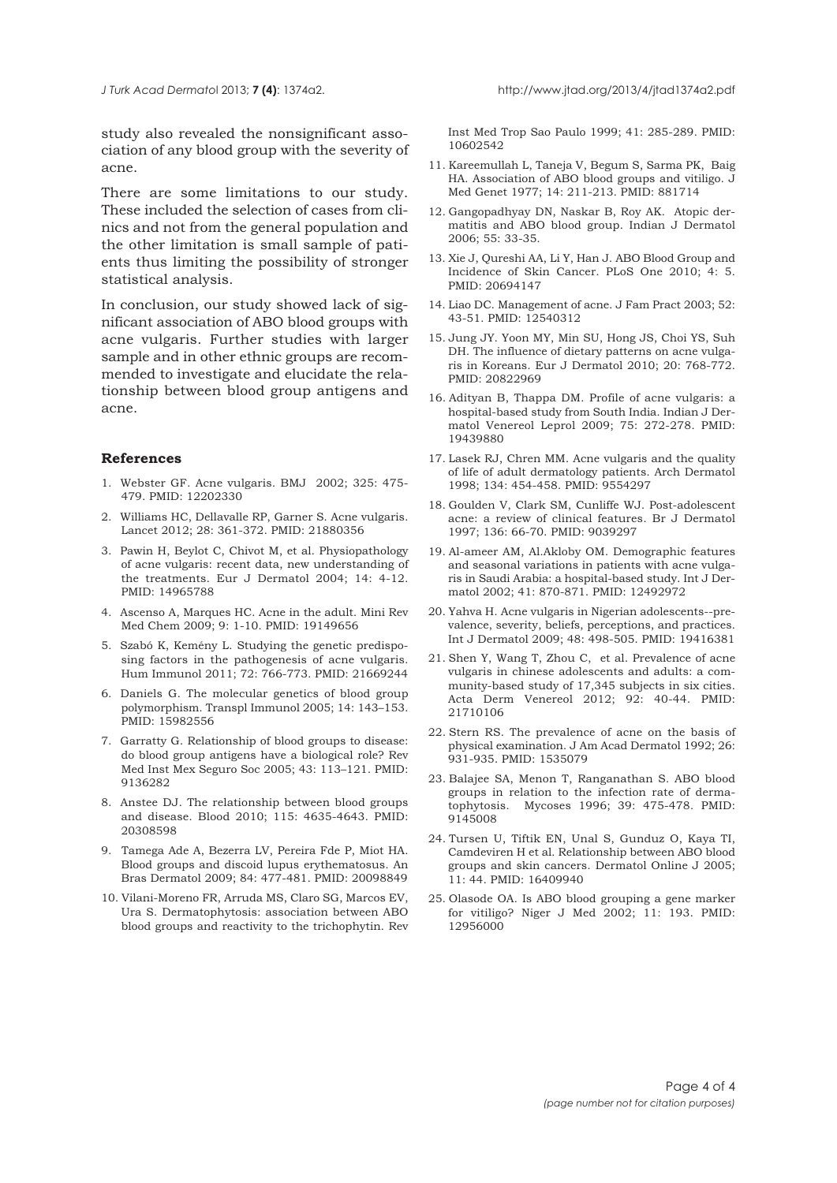study also revealed the nonsignificant association of any blood group with the severity of acne.

There are some limitations to our study. These included the selection of cases from clinics and not from the general population and the other limitation is small sample of patients thus limiting the possibility of stronger statistical analysis.

In conclusion, our study showed lack of significant association of ABO blood groups with acne vulgaris. Further studies with larger sample and in other ethnic groups are recommended to investigate and elucidate the relationship between blood group antigens and acne.

## References

1. Webster GF. Acne vulgaris. BMJ 2002; 325: 475-479. PMID: 12202330
2. Williams HC, Dellavalle RP, Garner S. Acne vulgaris. Lancet 2012; 28: 361-372. PMID: 21880356
3. Pawin H, Beylot C, Chivot M, et al. Physiopathology of acne vulgaris: recent data, new understanding of the treatments. Eur J Dermatol 2004; 14: 4-12. PMID: 14965788
4. Ascenso A, Marques HC. Acne in the adult. Mini Rev Med Chem 2009; 9: 1-10. PMID: 19149656
5. Szabó K, Kemény L. Studying the genetic predisposing factors in the pathogenesis of acne vulgaris. Hum Immunol 2011; 72: 766-773. PMID: 21669244
6. Daniels G. The molecular genetics of blood group polymorphism. Transpl Immunol 2005; 14: 143–153. PMID: 15982556
7. Garratty G. Relationship of blood groups to disease: do blood group antigens have a biological role? Rev Med Inst Mex Seguro Soc 2005; 43: 113–121. PMID: 9136282
8. Anstee DJ. The relationship between blood groups and disease. Blood 2010; 115: 4635-4643. PMID: 20308598
9. Tamega Ade A, Bezerra LV, Pereira Fde P, Miot HA. Blood groups and discoid lupus erythematosus. An Bras Dermatol 2009; 84: 477-481. PMID: 20098849
10. Vilani-Moreno FR, Arruda MS, Claro SG, Marcos EV, Ura S. Dermatophytosis: association between ABO blood groups and reactivity to the trichophytin. Rev Inst Med Trop Sao Paulo 1999; 41: 285-289. PMID: 10602542
11. Kareemullah L, Taneja V, Begum S, Sarma PK, Baig HA. Association of ABO blood groups and vitiligo. J Med Genet 1977; 14: 211-213. PMID: 881714
12. Gangopadhyay DN, Naskar B, Roy AK. Atopic dermatitis and ABO blood group. Indian J Dermatol 2006; 55: 33-35.
13. Xie J, Qureshi AA, Li Y, Han J. ABO Blood Group and Incidence of Skin Cancer. PLoS One 2010; 4: 5. PMID: 20694147
14. Liao DC. Management of acne. J Fam Pract 2003; 52: 43-51. PMID: 12540312
15. Jung JY. Yoon MY, Min SU, Hong JS, Choi YS, Suh DH. The influence of dietary patterns on acne vulgaris in Koreans. Eur J Dermatol 2010; 20: 768-772. PMID: 20822969
16. Adityan B, Thappa DM. Profile of acne vulgaris: a hospital-based study from South India. Indian J Dermatol Venereol Leprol 2009; 75: 272-278. PMID: 19439880
17. Lasek RJ, Chren MM. Acne vulgaris and the quality of life of adult dermatology patients. Arch Dermatol 1998; 134: 454-458. PMID: 9554297
18. Goulden V, Clark SM, Cunliffe WJ. Post-adolescent acne: a review of clinical features. Br J Dermatol 1997; 136: 66-70. PMID: 9039297
19. Al-ameer AM, Al.Akloby OM. Demographic features and seasonal variations in patients with acne vulgaris in Saudi Arabia: a hospital-based study. Int J Dermatol 2002; 41: 870-871. PMID: 12492972
20. Yahva H. Acne vulgaris in Nigerian adolescents--prevalence, severity, beliefs, perceptions, and practices. Int J Dermatol 2009; 48: 498-505. PMID: 19416381
21. Shen Y, Wang T, Zhou C, et al. Prevalence of acne vulgaris in chinese adolescents and adults: a community-based study of 17,345 subjects in six cities. Acta Derm Venereol 2012; 92: 40-44. PMID: 21710106
22. Stern RS. The prevalence of acne on the basis of physical examination. J Am Acad Dermatol 1992; 26: 931-935. PMID: 1535079
23. Balajee SA, Menon T, Ranganathan S. ABO blood groups in relation to the infection rate of dermatophytosis. Mycoses 1996; 39: 475-478. PMID: 9145008
24. Tursen U, Tiftik EN, Unal S, Gunduz O, Kaya TI, Camdeviren H et al. Relationship between ABO blood groups and skin cancers. Dermatol Online J 2005; 11: 44. PMID: 16409940
25. Olasode OA. Is ABO blood grouping a gene marker for vitiligo? Niger J Med 2002; 11: 193. PMID: 12956000